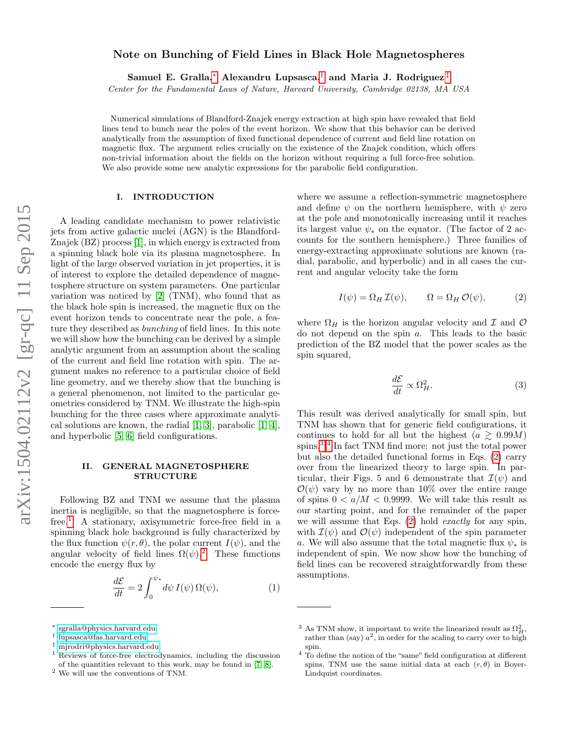# Note on Bunching of Field Lines in Black Hole Magnetospheres

**Samuel E. Gralla,[*] Alexandru Lupsasca,[†] and Maria J. Rodriguez[‡]**

*Center for the Fundamental Laws of Nature, Harvard University, Cambridge 02138, MA USA*

Numerical simulations of Blandford-Znajek energy extraction at high spin have revealed that field lines tend to bunch near the poles of the event horizon. We show that this behavior can be derived analytically from the assumption of fixed functional dependence of current and field line rotation on magnetic flux. The argument relies crucially on the existence of the Znajek condition, which offers non-trivial information about the fields on the horizon without requiring a full force-free solution. We also provide some new analytic expressions for the parabolic field configuration.

## I. INTRODUCTION

A leading candidate mechanism to power relativistic jets from active galactic nuclei (AGN) is the Blandford-Znajek (BZ) process [1], in which energy is extracted from a spinning black hole via its plasma magnetosphere. In light of the large observed variation in jet properties, it is of interest to explore the detailed dependence of magnetosphere structure on system parameters. One particular variation was noticed by [2] (TNM), who found that as the black hole spin is increased, the magnetic flux on the event horizon tends to concentrate near the pole, a feature they described as *bunching* of field lines. In this note we will show how the bunching can be derived by a simple analytic argument from an assumption about the scaling of the current and field line rotation with spin. The argument makes no reference to a particular choice of field line geometry, and we thereby show that the bunching is a general phenomenon, not limited to the particular geometries considered by TNM. We illustrate the high-spin bunching for the three cases where approximate analytical solutions are known, the radial [1, 3], parabolic [1, 4], and hyperbolic [5, 6] field configurations.

## II. GENERAL MAGNETOSPHERE STRUCTURE

Following BZ and TNM we assume that the plasma inertia is negligible, so that the magnetosphere is force-free.[1] A stationary, axisymmetric force-free field in a spinning black hole background is fully characterized by the flux function $\psi(r,\theta)$, the polar current $I(\psi)$, and the angular velocity of field lines $\Omega(\psi)$.[2] These functions encode the energy flux by

$$\frac{d\mathcal{E}}{dt} = 2\int_0^{\psi_*} d\psi\, I(\psi)\,\Omega(\psi), \tag{1}$$

where we assume a reflection-symmetric magnetosphere and define $\psi$ on the northern hemisphere, with $\psi$ zero at the pole and monotonically increasing until it reaches its largest value $\psi_*$ on the equator. (The factor of 2 accounts for the southern hemisphere.) Three families of energy-extracting approximate solutions are known (radial, parabolic, and hyperbolic) and in all cases the current and angular velocity take the form

$$I(\psi) = \Omega_H\,\mathcal{I}(\psi), \qquad \Omega = \Omega_H\,\mathcal{O}(\psi), \tag{2}$$

where $\Omega_H$ is the horizon angular velocity and $\mathcal{I}$ and $\mathcal{O}$ do not depend on the spin $a$. This leads to the basic prediction of the BZ model that the power scales as the spin squared,

$$\frac{d\mathcal{E}}{dt} \propto \Omega_H^2. \tag{3}$$

This result was derived analytically for small spin, but TNM has shown that for generic field configurations, it continues to hold for all but the highest ($a \gtrsim 0.99M$) spins.[3,4] In fact TNM find more: not just the total power but also the detailed functional forms in Eqs. (2) carry over from the linearized theory to large spin. In particular, their Figs. 5 and 6 demonstrate that $\mathcal{I}(\psi)$ and $\mathcal{O}(\psi)$ vary by no more than 10% over the entire range of spins $0 < a/M < 0.9999$. We will take this result as our starting point, and for the remainder of the paper we will assume that Eqs. (2) hold *exactly* for any spin, with $\mathcal{I}(\psi)$ and $\mathcal{O}(\psi)$ independent of the spin parameter $a$. We will also assume that the total magnetic flux $\psi_*$ is independent of spin. We now show how the bunching of field lines can be recovered straightforwardly from these assumptions.

---

[*] sgralla@physics.harvard.edu
[†] lupsasca@fas.harvard.edu
[‡] mjrodri@physics.harvard.edu
[1] Reviews of force-free electrodynamics, including the discussion of the quantities relevant to this work, may be found in [7, 8].
[2] We will use the conventions of TNM.
[3] As TNM show, it important to write the linearized result as $\Omega_H^2$, rather than (say) $a^2$, in order for the scaling to carry over to high spin.
[4] To define the notion of the "same" field configuration at different spins, TNM use the same initial data at each $(r,\theta)$ in Boyer-Lindquist coordinates.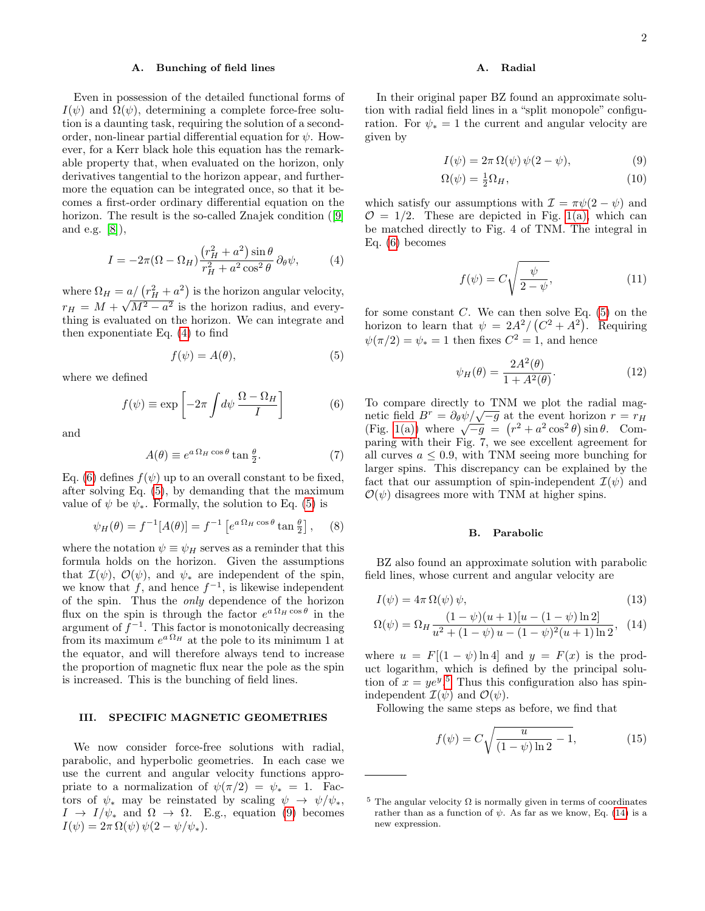### A. Bunching of field lines

Even in possession of the detailed functional forms of $I(\psi)$ and $\Omega(\psi)$, determining a complete force-free solution is a daunting task, requiring the solution of a second-order, non-linear partial differential equation for $\psi$. However, for a Kerr black hole this equation has the remarkable property that, when evaluated on the horizon, only derivatives tangential to the horizon appear, and furthermore the equation can be integrated once, so that it becomes a first-order ordinary differential equation on the horizon. The result is the so-called Znajek condition ([9] and e.g. [8]),

$$I = -2\pi(\Omega - \Omega_H)\frac{\left(r_H^2 + a^2\right)\sin\theta}{r_H^2 + a^2\cos^2\theta}\,\partial_\theta\psi, \tag{4}$$

where $\Omega_H = a/\left(r_H^2 + a^2\right)$ is the horizon angular velocity, $r_H = M + \sqrt{M^2 - a^2}$ is the horizon radius, and everything is evaluated on the horizon. We can integrate and then exponentiate Eq. (4) to find

$$f(\psi) = A(\theta), \tag{5}$$

where we defined

$$f(\psi) \equiv \exp\left[-2\pi\int d\psi\,\frac{\Omega - \Omega_H}{I}\right] \tag{6}$$

and

$$A(\theta) \equiv e^{a\,\Omega_H\cos\theta}\tan\tfrac{\theta}{2}. \tag{7}$$

Eq. (6) defines $f(\psi)$ up to an overall constant to be fixed, after solving Eq. (5), by demanding that the maximum value of $\psi$ be $\psi_*$. Formally, the solution to Eq. (5) is

$$\psi_H(\theta) = f^{-1}[A(\theta)] = f^{-1}\left[e^{a\,\Omega_H\cos\theta}\tan\tfrac{\theta}{2}\right], \tag{8}$$

where the notation $\psi \equiv \psi_H$ serves as a reminder that this formula holds on the horizon. Given the assumptions that $\mathcal{I}(\psi)$, $\mathcal{O}(\psi)$, and $\psi_*$ are independent of the spin, we know that $f$, and hence $f^{-1}$, is likewise independent of the spin. Thus the *only* dependence of the horizon flux on the spin is through the factor $e^{a\,\Omega_H\cos\theta}$ in the argument of $f^{-1}$. This factor is monotonically decreasing from its maximum $e^{a\,\Omega_H}$ at the pole to its minimum 1 at the equator, and will therefore always tend to increase the proportion of magnetic flux near the pole as the spin is increased. This is the bunching of field lines.

## III. SPECIFIC MAGNETIC GEOMETRIES

We now consider force-free solutions with radial, parabolic, and hyperbolic geometries. In each case we use the current and angular velocity functions appropriate to a normalization of $\psi(\pi/2) = \psi_* = 1$. Factors of $\psi_*$ may be reinstated by scaling $\psi \to \psi/\psi_*$, $I \to I/\psi_*$ and $\Omega \to \Omega$. E.g., equation (9) becomes $I(\psi) = 2\pi\,\Omega(\psi)\,\psi(2 - \psi/\psi_*)$.

### A. Radial

In their original paper BZ found an approximate solution with radial field lines in a "split monopole" configuration. For $\psi_* = 1$ the current and angular velocity are given by

$$I(\psi) = 2\pi\,\Omega(\psi)\,\psi(2 - \psi), \tag{9}$$

$$\Omega(\psi) = \tfrac{1}{2}\Omega_H, \tag{10}$$

which satisfy our assumptions with $\mathcal{I} = \pi\psi(2 - \psi)$ and $\mathcal{O} = 1/2$. These are depicted in Fig. 1(a), which can be matched directly to Fig. 4 of TNM. The integral in Eq. (6) becomes

$$f(\psi) = C\sqrt{\frac{\psi}{2 - \psi}}, \tag{11}$$

for some constant $C$. We can then solve Eq. (5) on the horizon to learn that $\psi = 2A^2/\left(C^2 + A^2\right)$. Requiring $\psi(\pi/2) = \psi_* = 1$ then fixes $C^2 = 1$, and hence

$$\psi_H(\theta) = \frac{2A^2(\theta)}{1 + A^2(\theta)}. \tag{12}$$

To compare directly to TNM we plot the radial magnetic field $B^r = \partial_\theta\psi/\sqrt{-g}$ at the event horizon $r = r_H$ (Fig. 1(a)) where $\sqrt{-g} = \left(r^2 + a^2\cos^2\theta\right)\sin\theta$. Comparing with their Fig. 7, we see excellent agreement for all curves $a \le 0.9$, with TNM seeing more bunching for larger spins. This discrepancy can be explained by the fact that our assumption of spin-independent $\mathcal{I}(\psi)$ and $\mathcal{O}(\psi)$ disagrees more with TNM at higher spins.

### B. Parabolic

BZ also found an approximate solution with parabolic field lines, whose current and angular velocity are

$$I(\psi) = 4\pi\,\Omega(\psi)\,\psi, \tag{13}$$

$$\Omega(\psi) = \Omega_H\frac{(1 - \psi)(u + 1)[u - (1 - \psi)\ln 2]}{u^2 + (1 - \psi)\,u - (1 - \psi)^2(u + 1)\ln 2}, \tag{14}$$

where $u = F[(1 - \psi)\ln 4]$ and $y = F(x)$ is the product logarithm, which is defined by the principal solution of $x = ye^y$.[5] Thus this configuration also has spin-independent $\mathcal{I}(\psi)$ and $\mathcal{O}(\psi)$.

Following the same steps as before, we find that

$$f(\psi) = C\sqrt{\frac{u}{(1 - \psi)\ln 2} - 1}, \tag{15}$$

[5] The angular velocity $\Omega$ is normally given in terms of coordinates rather than as a function of $\psi$. As far as we know, Eq. (14) is a new expression.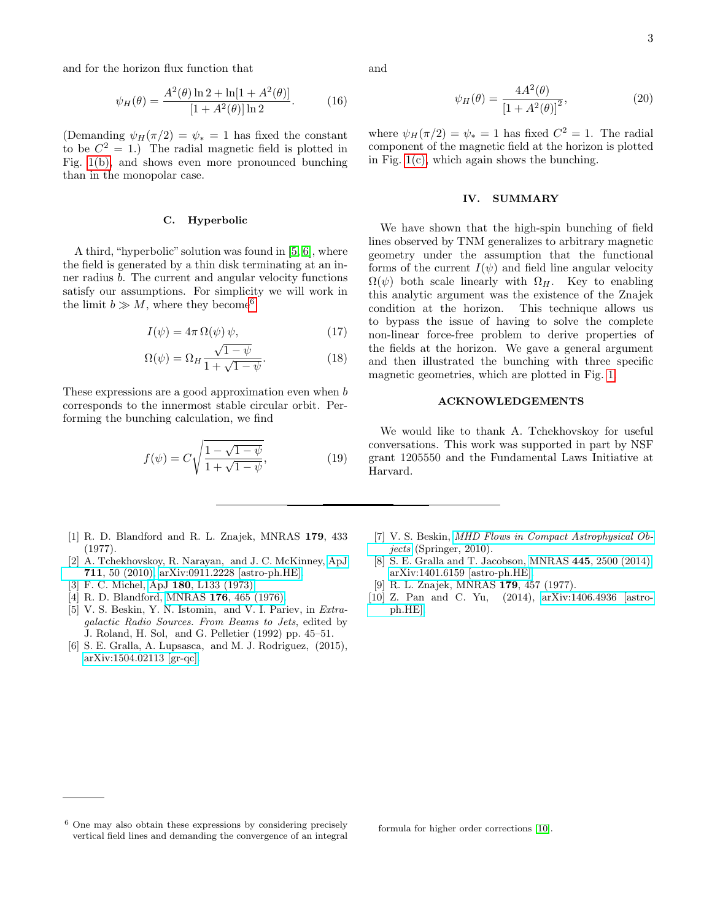and for the horizon flux function that

$$\psi_H(\theta) = \frac{A^2(\theta)\ln 2 + \ln[1 + A^2(\theta)]}{[1 + A^2(\theta)]\ln 2}. \tag{16}$$

(Demanding $\psi_H(\pi/2) = \psi_* = 1$ has fixed the constant to be $C^2 = 1$.) The radial magnetic field is plotted in Fig. 1(b), and shows even more pronounced bunching than in the monopolar case.

### C. Hyperbolic

A third, "hyperbolic" solution was found in [5, 6], where the field is generated by a thin disk terminating at an inner radius $b$. The current and angular velocity functions satisfy our assumptions. For simplicity we will work in the limit $b \gg M$, where they become[6]

$$I(\psi) = 4\pi\,\Omega(\psi)\,\psi, \tag{17}$$

$$\Omega(\psi) = \Omega_H \frac{\sqrt{1-\psi}}{1+\sqrt{1-\psi}}. \tag{18}$$

These expressions are a good approximation even when $b$ corresponds to the innermost stable circular orbit. Performing the bunching calculation, we find

$$f(\psi) = C\sqrt{\frac{1-\sqrt{1-\psi}}{1+\sqrt{1-\psi}}}, \tag{19}$$

and

$$\psi_H(\theta) = \frac{4A^2(\theta)}{[1 + A^2(\theta)]^2}, \tag{20}$$

where $\psi_H(\pi/2) = \psi_* = 1$ has fixed $C^2 = 1$. The radial component of the magnetic field at the horizon is plotted in Fig. 1(c), which again shows the bunching.

## IV. SUMMARY

We have shown that the high-spin bunching of field lines observed by TNM generalizes to arbitrary magnetic geometry under the assumption that the functional forms of the current $I(\psi)$ and field line angular velocity $\Omega(\psi)$ both scale linearly with $\Omega_H$. Key to enabling this analytic argument was the existence of the Znajek condition at the horizon. This technique allows us to bypass the issue of having to solve the complete non-linear force-free problem to derive properties of the fields at the horizon. We gave a general argument and then illustrated the bunching with three specific magnetic geometries, which are plotted in Fig. 1.

## ACKNOWLEDGEMENTS

We would like to thank A. Tchekhovskoy for useful conversations. This work was supported in part by NSF grant 1205550 and the Fundamental Laws Initiative at Harvard.

---

[1] R. D. Blandford and R. L. Znajek, MNRAS **179**, 433 (1977).

[2] A. Tchekhovskoy, R. Narayan, and J. C. McKinney, ApJ **711**, 50 (2010), arXiv:0911.2228 [astro-ph.HE].

[3] F. C. Michel, ApJ **180**, L133 (1973).

[4] R. D. Blandford, MNRAS **176**, 465 (1976).

[5] V. S. Beskin, Y. N. Istomin, and V. I. Pariev, in *Extragalactic Radio Sources. From Beams to Jets*, edited by J. Roland, H. Sol, and G. Pelletier (1992) pp. 45–51.

[6] S. E. Gralla, A. Lupsasca, and M. J. Rodriguez, (2015), arXiv:1504.02113 [gr-qc].

[7] V. S. Beskin, *MHD Flows in Compact Astrophysical Objects* (Springer, 2010).

[8] S. E. Gralla and T. Jacobson, MNRAS **445**, 2500 (2014), arXiv:1401.6159 [astro-ph.HE].

[9] R. L. Znajek, MNRAS **179**, 457 (1977).

[10] Z. Pan and C. Yu, (2014), arXiv:1406.4936 [astro-ph.HE].

---

[6] One may also obtain these expressions by considering precisely vertical field lines and demanding the convergence of an integral formula for higher order corrections [10].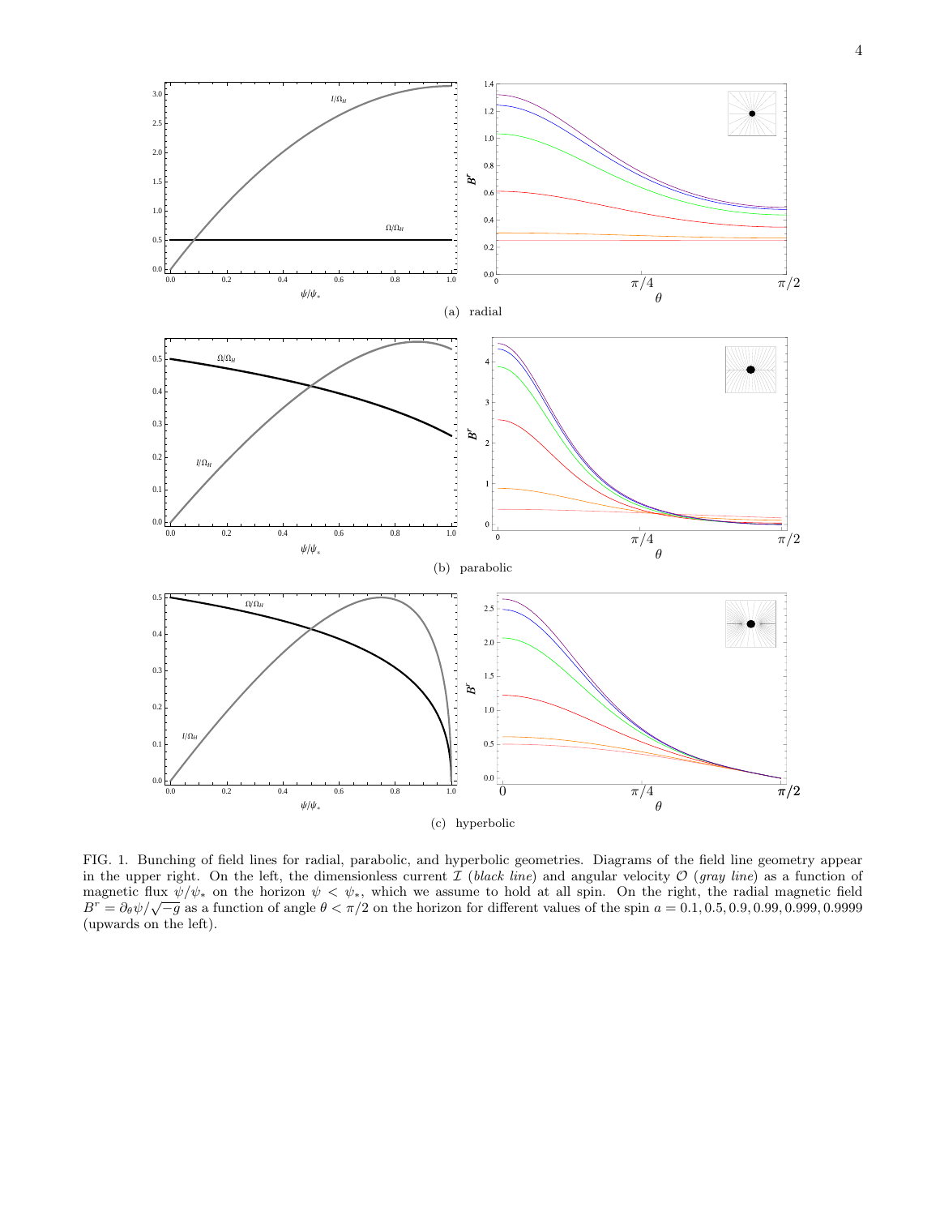$I/\Omega_H$

$\Omega/\Omega_H$

$\psi/\psi_*$

$B^r$

$\theta$

(a) radial

$\Omega/\Omega_H$

$I/\Omega_H$

$\psi/\psi_*$

$B^r$

$\theta$

(b) parabolic

$\Omega/\Omega_H$

$I/\Omega_H$

$\psi/\psi_*$

$B^r$

$\theta$

(c) hyperbolic

FIG. 1. Bunching of field lines for radial, parabolic, and hyperbolic geometries. Diagrams of the field line geometry appear in the upper right. On the left, the dimensionless current $\mathcal{I}$ (*black line*) and angular velocity $\mathcal{O}$ (*gray line*) as a function of magnetic flux $\psi/\psi_*$ on the horizon $\psi < \psi_*$, which we assume to hold at all spin. On the right, the radial magnetic field $B^r = \partial_\theta \psi/\sqrt{-g}$ as a function of angle $\theta < \pi/2$ on the horizon for different values of the spin $a = 0.1, 0.5, 0.9, 0.99, 0.999, 0.9999$ (upwards on the left).